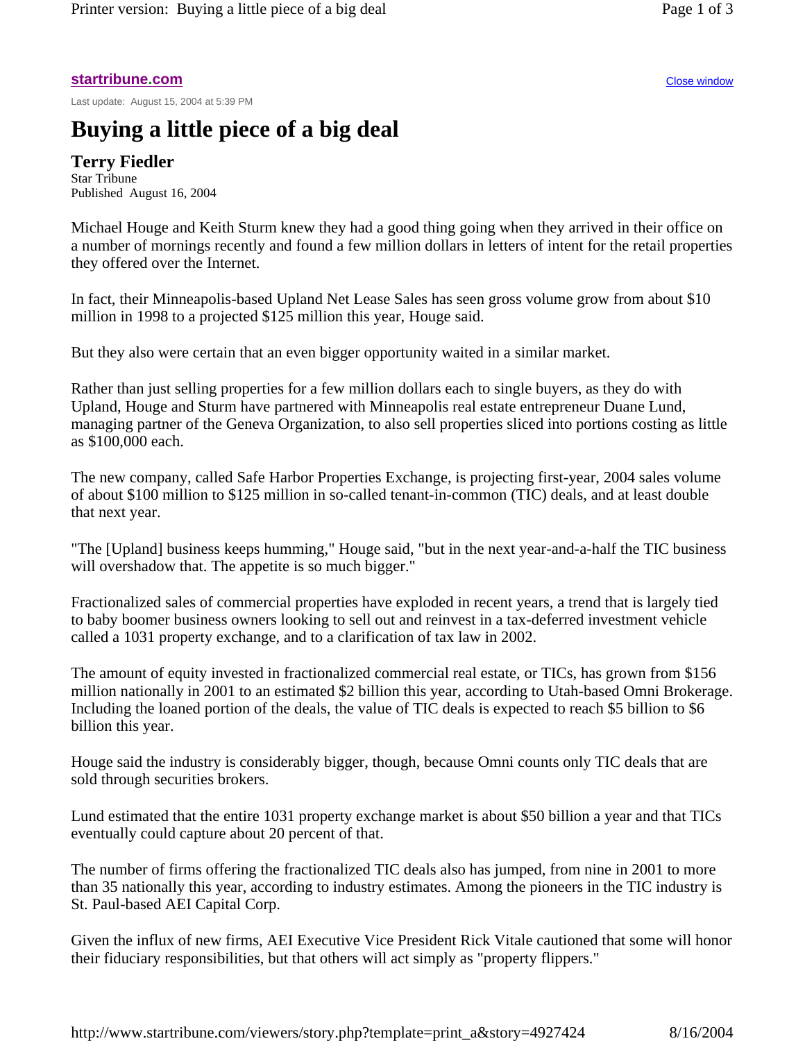**startribune.com**

Last update: August 15, 2004 at 5:39 PM

# Buying a little piece of a big deal

**Terry Fiedler**
Star Tribune
Published August 16, 2004

Michael Houge and Keith Sturm knew they had a good thing going when they arrived in their office on a number of mornings recently and found a few million dollars in letters of intent for the retail properties they offered over the Internet.

In fact, their Minneapolis-based Upland Net Lease Sales has seen gross volume grow from about $10 million in 1998 to a projected $125 million this year, Houge said.

But they also were certain that an even bigger opportunity waited in a similar market.

Rather than just selling properties for a few million dollars each to single buyers, as they do with Upland, Houge and Sturm have partnered with Minneapolis real estate entrepreneur Duane Lund, managing partner of the Geneva Organization, to also sell properties sliced into portions costing as little as $100,000 each.

The new company, called Safe Harbor Properties Exchange, is projecting first-year, 2004 sales volume of about $100 million to $125 million in so-called tenant-in-common (TIC) deals, and at least double that next year.

"The [Upland] business keeps humming," Houge said, "but in the next year-and-a-half the TIC business will overshadow that. The appetite is so much bigger."

Fractionalized sales of commercial properties have exploded in recent years, a trend that is largely tied to baby boomer business owners looking to sell out and reinvest in a tax-deferred investment vehicle called a 1031 property exchange, and to a clarification of tax law in 2002.

The amount of equity invested in fractionalized commercial real estate, or TICs, has grown from $156 million nationally in 2001 to an estimated $2 billion this year, according to Utah-based Omni Brokerage. Including the loaned portion of the deals, the value of TIC deals is expected to reach $5 billion to $6 billion this year.

Houge said the industry is considerably bigger, though, because Omni counts only TIC deals that are sold through securities brokers.

Lund estimated that the entire 1031 property exchange market is about $50 billion a year and that TICs eventually could capture about 20 percent of that.

The number of firms offering the fractionalized TIC deals also has jumped, from nine in 2001 to more than 35 nationally this year, according to industry estimates. Among the pioneers in the TIC industry is St. Paul-based AEI Capital Corp.

Given the influx of new firms, AEI Executive Vice President Rick Vitale cautioned that some will honor their fiduciary responsibilities, but that others will act simply as "property flippers."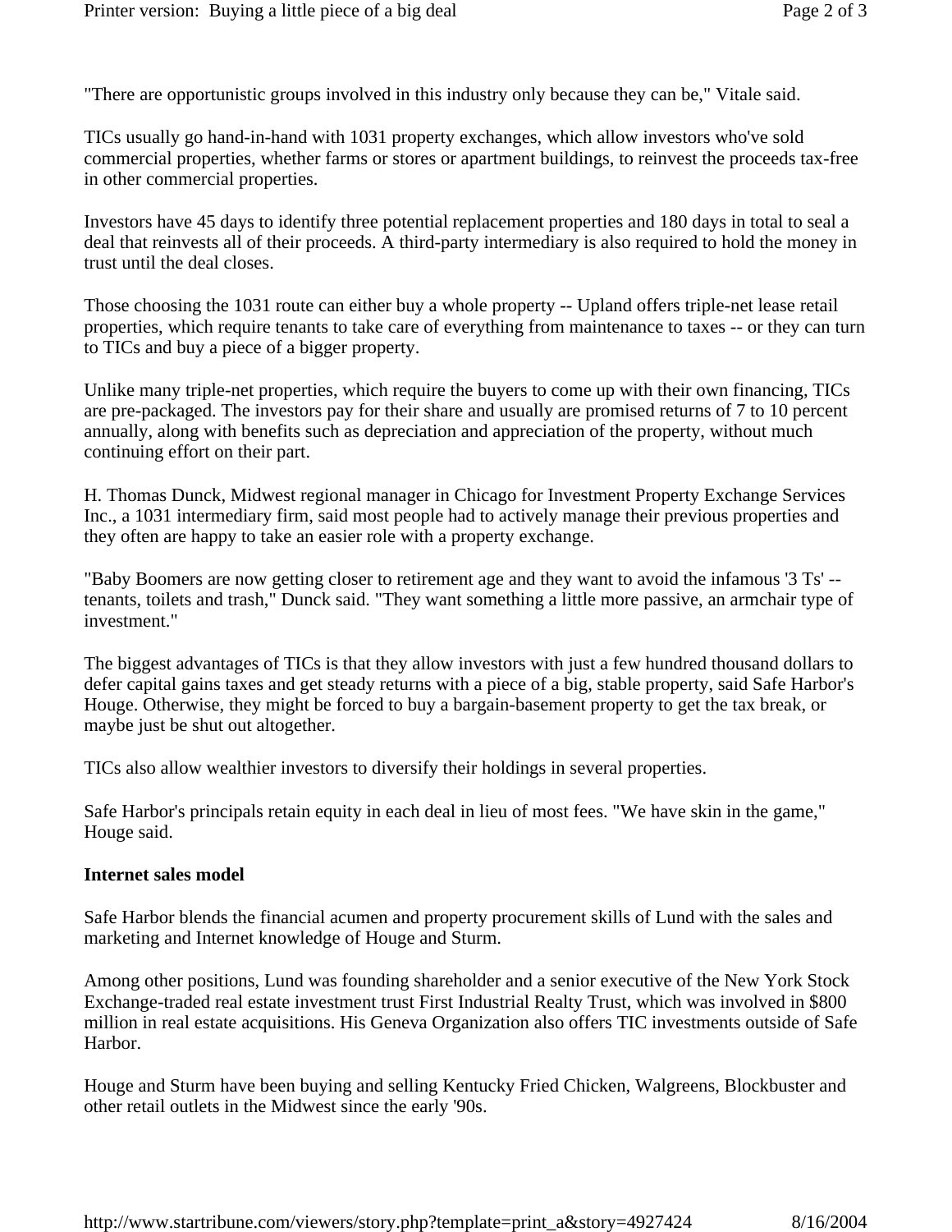"There are opportunistic groups involved in this industry only because they can be," Vitale said.

TICs usually go hand-in-hand with 1031 property exchanges, which allow investors who've sold commercial properties, whether farms or stores or apartment buildings, to reinvest the proceeds tax-free in other commercial properties.

Investors have 45 days to identify three potential replacement properties and 180 days in total to seal a deal that reinvests all of their proceeds. A third-party intermediary is also required to hold the money in trust until the deal closes.

Those choosing the 1031 route can either buy a whole property -- Upland offers triple-net lease retail properties, which require tenants to take care of everything from maintenance to taxes -- or they can turn to TICs and buy a piece of a bigger property.

Unlike many triple-net properties, which require the buyers to come up with their own financing, TICs are pre-packaged. The investors pay for their share and usually are promised returns of 7 to 10 percent annually, along with benefits such as depreciation and appreciation of the property, without much continuing effort on their part.

H. Thomas Dunck, Midwest regional manager in Chicago for Investment Property Exchange Services Inc., a 1031 intermediary firm, said most people had to actively manage their previous properties and they often are happy to take an easier role with a property exchange.

"Baby Boomers are now getting closer to retirement age and they want to avoid the infamous '3 Ts' -- tenants, toilets and trash," Dunck said. "They want something a little more passive, an armchair type of investment."

The biggest advantages of TICs is that they allow investors with just a few hundred thousand dollars to defer capital gains taxes and get steady returns with a piece of a big, stable property, said Safe Harbor's Houge. Otherwise, they might be forced to buy a bargain-basement property to get the tax break, or maybe just be shut out altogether.

TICs also allow wealthier investors to diversify their holdings in several properties.

Safe Harbor's principals retain equity in each deal in lieu of most fees. "We have skin in the game," Houge said.

**Internet sales model**

Safe Harbor blends the financial acumen and property procurement skills of Lund with the sales and marketing and Internet knowledge of Houge and Sturm.

Among other positions, Lund was founding shareholder and a senior executive of the New York Stock Exchange-traded real estate investment trust First Industrial Realty Trust, which was involved in $800 million in real estate acquisitions. His Geneva Organization also offers TIC investments outside of Safe Harbor.

Houge and Sturm have been buying and selling Kentucky Fried Chicken, Walgreens, Blockbuster and other retail outlets in the Midwest since the early '90s.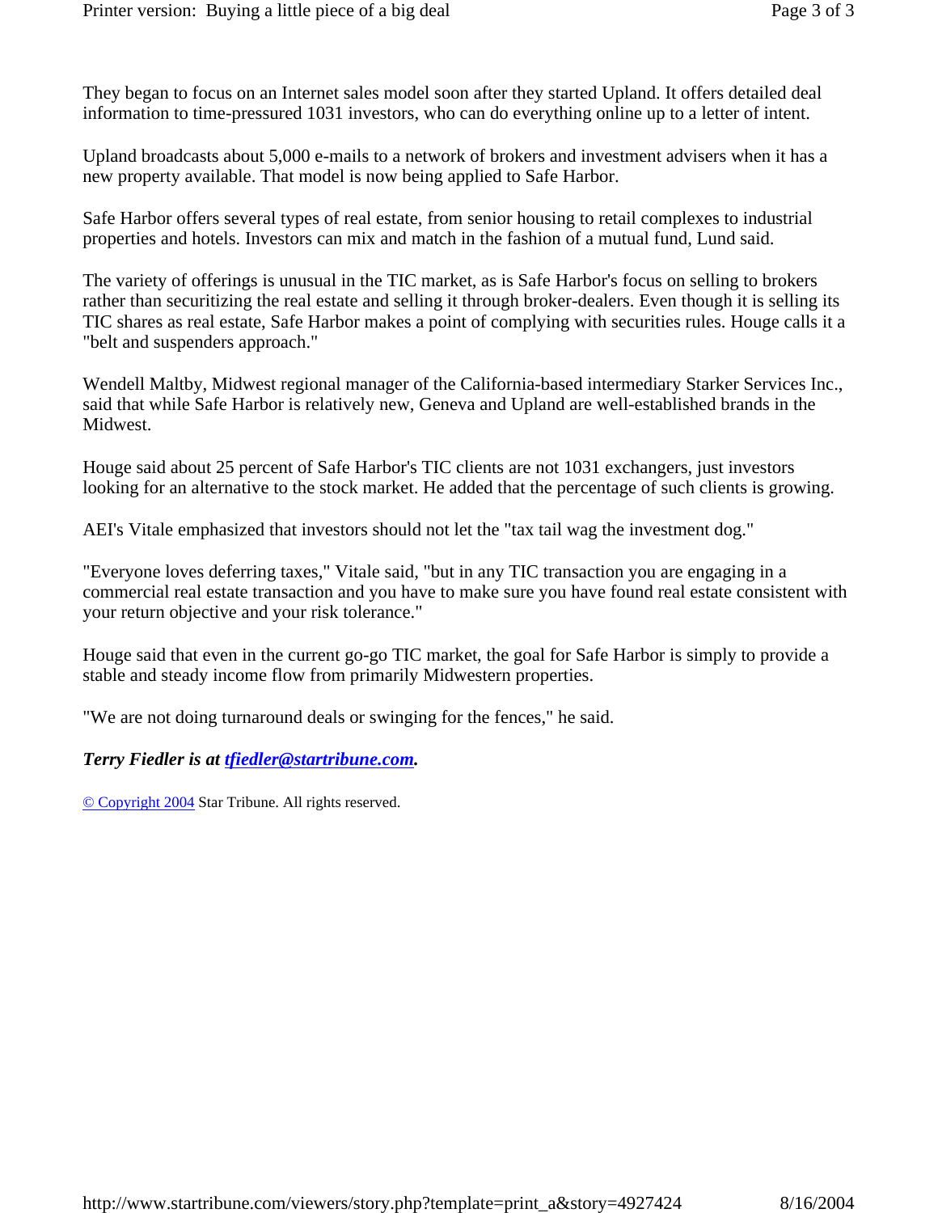They began to focus on an Internet sales model soon after they started Upland. It offers detailed deal information to time-pressured 1031 investors, who can do everything online up to a letter of intent.

Upland broadcasts about 5,000 e-mails to a network of brokers and investment advisers when it has a new property available. That model is now being applied to Safe Harbor.

Safe Harbor offers several types of real estate, from senior housing to retail complexes to industrial properties and hotels. Investors can mix and match in the fashion of a mutual fund, Lund said.

The variety of offerings is unusual in the TIC market, as is Safe Harbor's focus on selling to brokers rather than securitizing the real estate and selling it through broker-dealers. Even though it is selling its TIC shares as real estate, Safe Harbor makes a point of complying with securities rules. Houge calls it a "belt and suspenders approach."

Wendell Maltby, Midwest regional manager of the California-based intermediary Starker Services Inc., said that while Safe Harbor is relatively new, Geneva and Upland are well-established brands in the Midwest.

Houge said about 25 percent of Safe Harbor's TIC clients are not 1031 exchangers, just investors looking for an alternative to the stock market. He added that the percentage of such clients is growing.

AEI's Vitale emphasized that investors should not let the "tax tail wag the investment dog."

"Everyone loves deferring taxes," Vitale said, "but in any TIC transaction you are engaging in a commercial real estate transaction and you have to make sure you have found real estate consistent with your return objective and your risk tolerance."

Houge said that even in the current go-go TIC market, the goal for Safe Harbor is simply to provide a stable and steady income flow from primarily Midwestern properties.

"We are not doing turnaround deals or swinging for the fences," he said.

***Terry Fiedler is at tfiedler@startribune.com.***

© Copyright 2004 Star Tribune. All rights reserved.